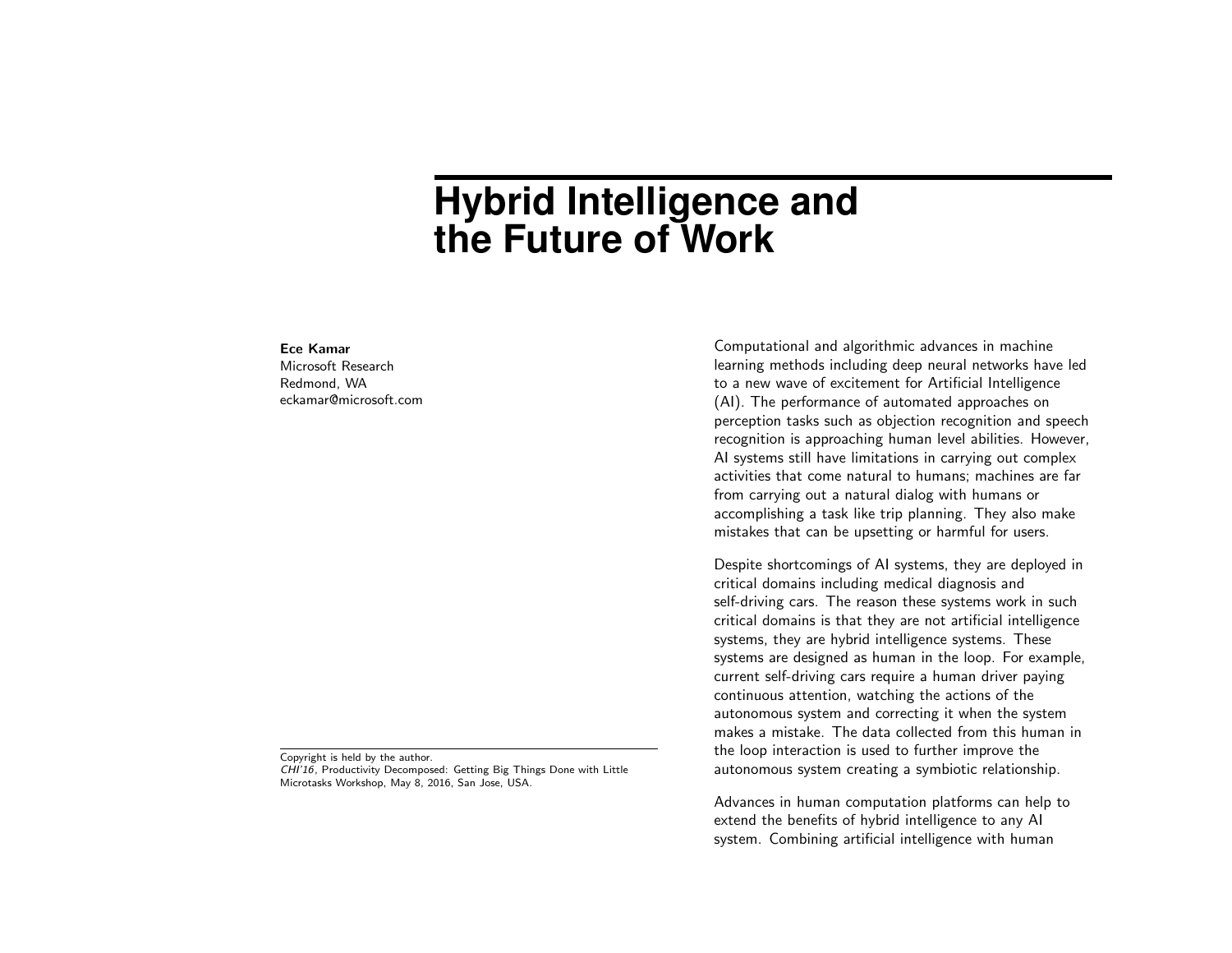# Hybrid Intelligence and the Future of Work

**Ece Kamar**
Microsoft Research
Redmond, WA
eckamar@microsoft.com

Copyright is held by the author.
*CHI'16*, Productivity Decomposed: Getting Big Things Done with Little Microtasks Workshop, May 8, 2016, San Jose, USA.

Computational and algorithmic advances in machine learning methods including deep neural networks have led to a new wave of excitement for Artificial Intelligence (AI). The performance of automated approaches on perception tasks such as objection recognition and speech recognition is approaching human level abilities. However, AI systems still have limitations in carrying out complex activities that come natural to humans; machines are far from carrying out a natural dialog with humans or accomplishing a task like trip planning. They also make mistakes that can be upsetting or harmful for users.

Despite shortcomings of AI systems, they are deployed in critical domains including medical diagnosis and self-driving cars. The reason these systems work in such critical domains is that they are not artificial intelligence systems, they are hybrid intelligence systems. These systems are designed as human in the loop. For example, current self-driving cars require a human driver paying continuous attention, watching the actions of the autonomous system and correcting it when the system makes a mistake. The data collected from this human in the loop interaction is used to further improve the autonomous system creating a symbiotic relationship.

Advances in human computation platforms can help to extend the benefits of hybrid intelligence to any AI system. Combining artificial intelligence with human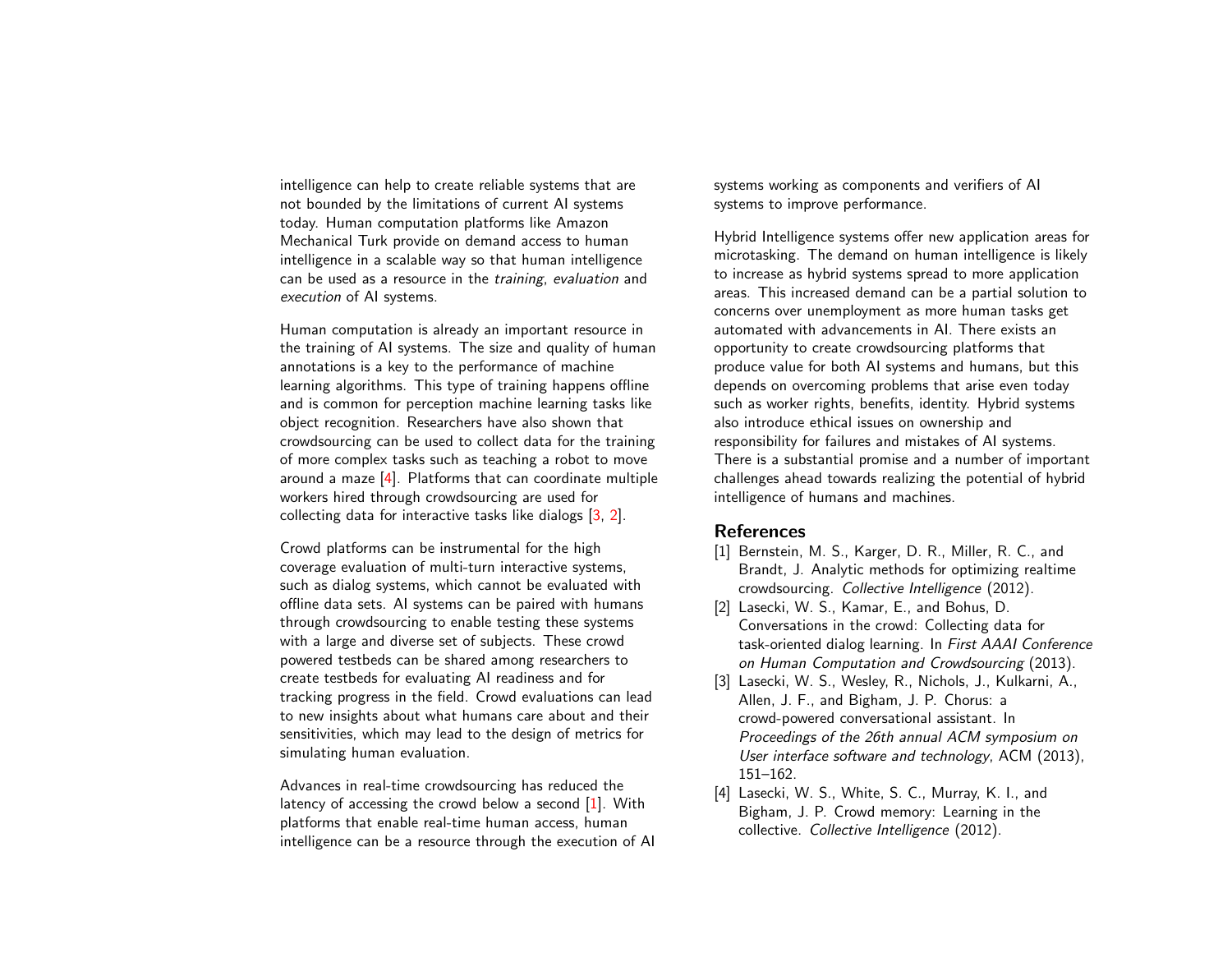intelligence can help to create reliable systems that are not bounded by the limitations of current AI systems today. Human computation platforms like Amazon Mechanical Turk provide on demand access to human intelligence in a scalable way so that human intelligence can be used as a resource in the *training*, *evaluation* and *execution* of AI systems.

Human computation is already an important resource in the training of AI systems. The size and quality of human annotations is a key to the performance of machine learning algorithms. This type of training happens offline and is common for perception machine learning tasks like object recognition. Researchers have also shown that crowdsourcing can be used to collect data for the training of more complex tasks such as teaching a robot to move around a maze [4]. Platforms that can coordinate multiple workers hired through crowdsourcing are used for collecting data for interactive tasks like dialogs [3, 2].

Crowd platforms can be instrumental for the high coverage evaluation of multi-turn interactive systems, such as dialog systems, which cannot be evaluated with offline data sets. AI systems can be paired with humans through crowdsourcing to enable testing these systems with a large and diverse set of subjects. These crowd powered testbeds can be shared among researchers to create testbeds for evaluating AI readiness and for tracking progress in the field. Crowd evaluations can lead to new insights about what humans care about and their sensitivities, which may lead to the design of metrics for simulating human evaluation.

Advances in real-time crowdsourcing has reduced the latency of accessing the crowd below a second [1]. With platforms that enable real-time human access, human intelligence can be a resource through the execution of AI systems working as components and verifiers of AI systems to improve performance.

Hybrid Intelligence systems offer new application areas for microtasking. The demand on human intelligence is likely to increase as hybrid systems spread to more application areas. This increased demand can be a partial solution to concerns over unemployment as more human tasks get automated with advancements in AI. There exists an opportunity to create crowdsourcing platforms that produce value for both AI systems and humans, but this depends on overcoming problems that arise even today such as worker rights, benefits, identity. Hybrid systems also introduce ethical issues on ownership and responsibility for failures and mistakes of AI systems. There is a substantial promise and a number of important challenges ahead towards realizing the potential of hybrid intelligence of humans and machines.

## References

[1] Bernstein, M. S., Karger, D. R., Miller, R. C., and Brandt, J. Analytic methods for optimizing realtime crowdsourcing. *Collective Intelligence* (2012).

[2] Lasecki, W. S., Kamar, E., and Bohus, D. Conversations in the crowd: Collecting data for task-oriented dialog learning. In *First AAAI Conference on Human Computation and Crowdsourcing* (2013).

[3] Lasecki, W. S., Wesley, R., Nichols, J., Kulkarni, A., Allen, J. F., and Bigham, J. P. Chorus: a crowd-powered conversational assistant. In *Proceedings of the 26th annual ACM symposium on User interface software and technology*, ACM (2013), 151–162.

[4] Lasecki, W. S., White, S. C., Murray, K. I., and Bigham, J. P. Crowd memory: Learning in the collective. *Collective Intelligence* (2012).